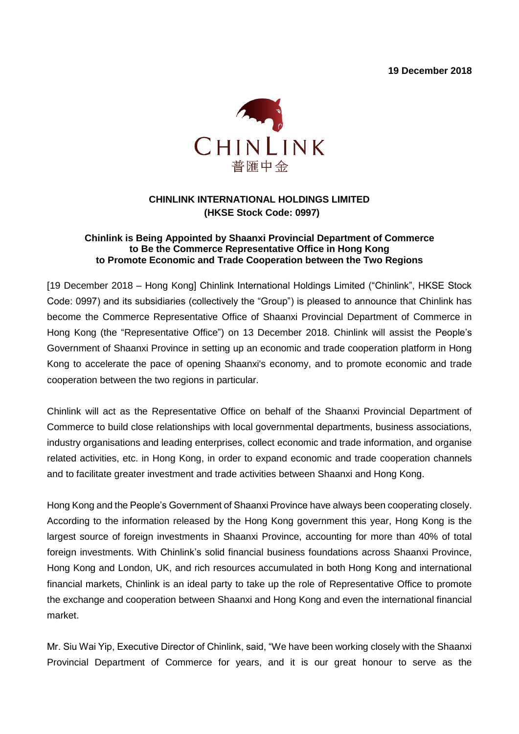19 December 2018

CHINLINK
普匯中金

**CHINLINK INTERNATIONAL HOLDINGS LIMITED**
**(HKSE Stock Code: 0997)**

**Chinlink is Being Appointed by Shaanxi Provincial Department of Commerce to Be the Commerce Representative Office in Hong Kong to Promote Economic and Trade Cooperation between the Two Regions**

[19 December 2018 – Hong Kong] Chinlink International Holdings Limited ("Chinlink", HKSE Stock Code: 0997) and its subsidiaries (collectively the "Group") is pleased to announce that Chinlink has become the Commerce Representative Office of Shaanxi Provincial Department of Commerce in Hong Kong (the "Representative Office") on 13 December 2018. Chinlink will assist the People's Government of Shaanxi Province in setting up an economic and trade cooperation platform in Hong Kong to accelerate the pace of opening Shaanxi's economy, and to promote economic and trade cooperation between the two regions in particular.

Chinlink will act as the Representative Office on behalf of the Shaanxi Provincial Department of Commerce to build close relationships with local governmental departments, business associations, industry organisations and leading enterprises, collect economic and trade information, and organise related activities, etc. in Hong Kong, in order to expand economic and trade cooperation channels and to facilitate greater investment and trade activities between Shaanxi and Hong Kong.

Hong Kong and the People's Government of Shaanxi Province have always been cooperating closely. According to the information released by the Hong Kong government this year, Hong Kong is the largest source of foreign investments in Shaanxi Province, accounting for more than 40% of total foreign investments. With Chinlink's solid financial business foundations across Shaanxi Province, Hong Kong and London, UK, and rich resources accumulated in both Hong Kong and international financial markets, Chinlink is an ideal party to take up the role of Representative Office to promote the exchange and cooperation between Shaanxi and Hong Kong and even the international financial market.

Mr. Siu Wai Yip, Executive Director of Chinlink, said, "We have been working closely with the Shaanxi Provincial Department of Commerce for years, and it is our great honour to serve as the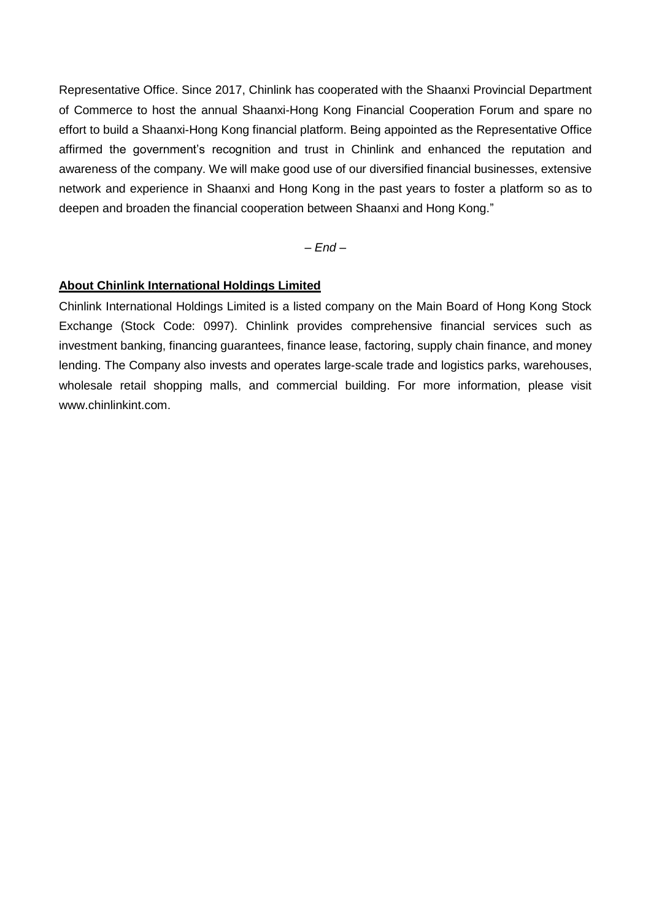Representative Office. Since 2017, Chinlink has cooperated with the Shaanxi Provincial Department of Commerce to host the annual Shaanxi-Hong Kong Financial Cooperation Forum and spare no effort to build a Shaanxi-Hong Kong financial platform. Being appointed as the Representative Office affirmed the government's recognition and trust in Chinlink and enhanced the reputation and awareness of the company. We will make good use of our diversified financial businesses, extensive network and experience in Shaanxi and Hong Kong in the past years to foster a platform so as to deepen and broaden the financial cooperation between Shaanxi and Hong Kong."

*– End –*

**About Chinlink International Holdings Limited**

Chinlink International Holdings Limited is a listed company on the Main Board of Hong Kong Stock Exchange (Stock Code: 0997). Chinlink provides comprehensive financial services such as investment banking, financing guarantees, finance lease, factoring, supply chain finance, and money lending. The Company also invests and operates large-scale trade and logistics parks, warehouses, wholesale retail shopping malls, and commercial building. For more information, please visit www.chinlinkint.com.